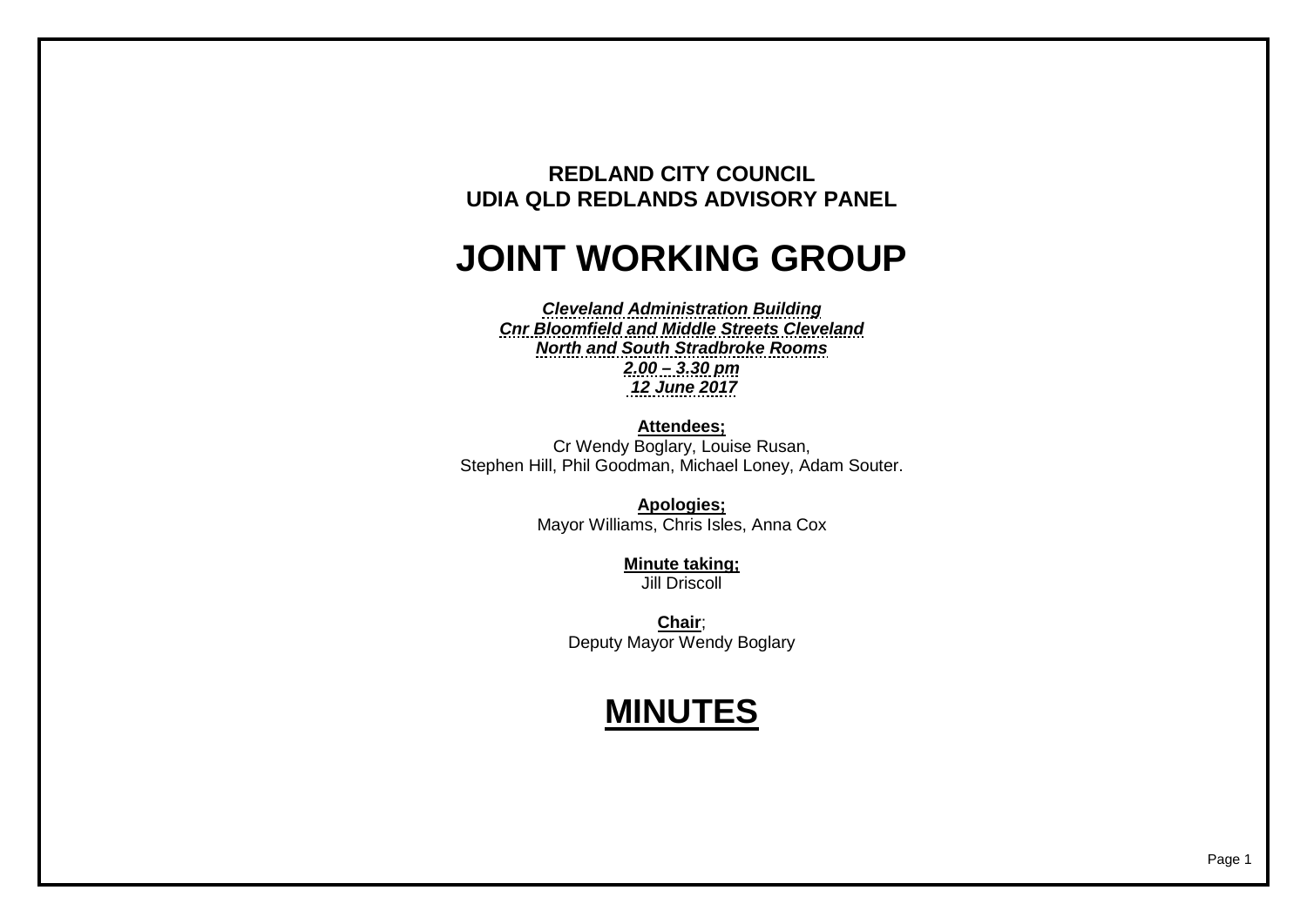**REDLAND CITY COUNCIL**
**UDIA QLD REDLANDS ADVISORY PANEL**

# JOINT WORKING GROUP

***Cleveland Administration Building***
***Cnr Bloomfield and Middle Streets Cleveland***
***North and South Stradbroke Rooms***
***2.00 – 3.30 pm***
***12 June 2017***

**Attendees;**
Cr Wendy Boglary, Louise Rusan,
Stephen Hill, Phil Goodman, Michael Loney, Adam Souter.

**Apologies;**
Mayor Williams, Chris Isles, Anna Cox

**Minute taking;**
Jill Driscoll

**Chair**;
Deputy Mayor Wendy Boglary

# MINUTES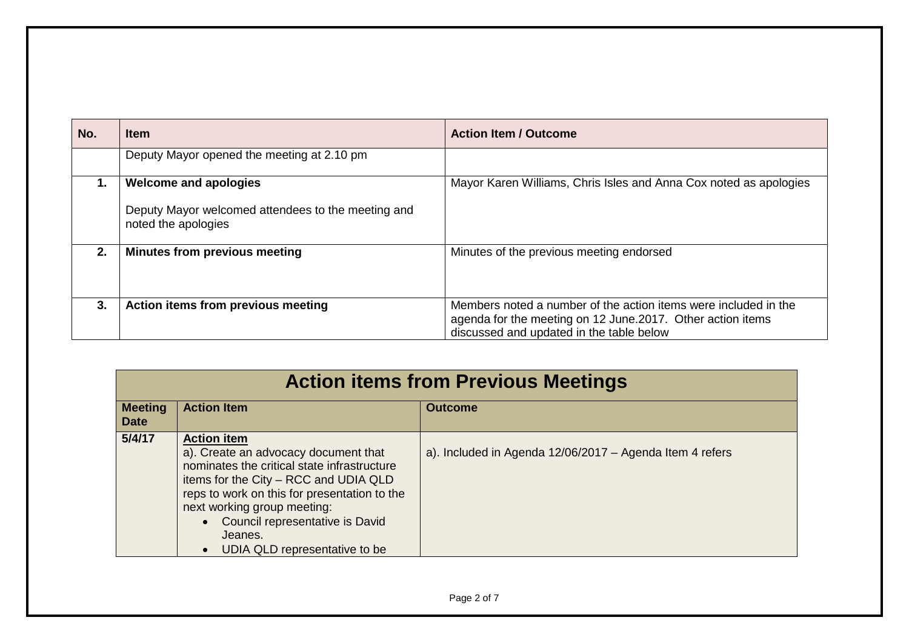| No. | Item | Action Item / Outcome |
|---|---|---|
| | Deputy Mayor opened the meeting at 2.10 pm | |
| 1. | **Welcome and apologies**<br><br>Deputy Mayor welcomed attendees to the meeting and noted the apologies | Mayor Karen Williams, Chris Isles and Anna Cox noted as apologies |
| 2. | **Minutes from previous meeting** | Minutes of the previous meeting endorsed |
| 3. | **Action items from previous meeting** | Members noted a number of the action items were included in the agenda for the meeting on 12 June.2017. Other action items discussed and updated in the table below |

| Action items from Previous Meetings | | |
|---|---|---|
| **Meeting Date** | **Action Item** | **Outcome** |
| **5/4/17** | **Action item**<br>a). Create an advocacy document that nominates the critical state infrastructure items for the City – RCC and UDIA QLD reps to work on this for presentation to the next working group meeting:<br>• Council representative is David Jeanes.<br>• UDIA QLD representative to be | a). Included in Agenda 12/06/2017 – Agenda Item 4 refers |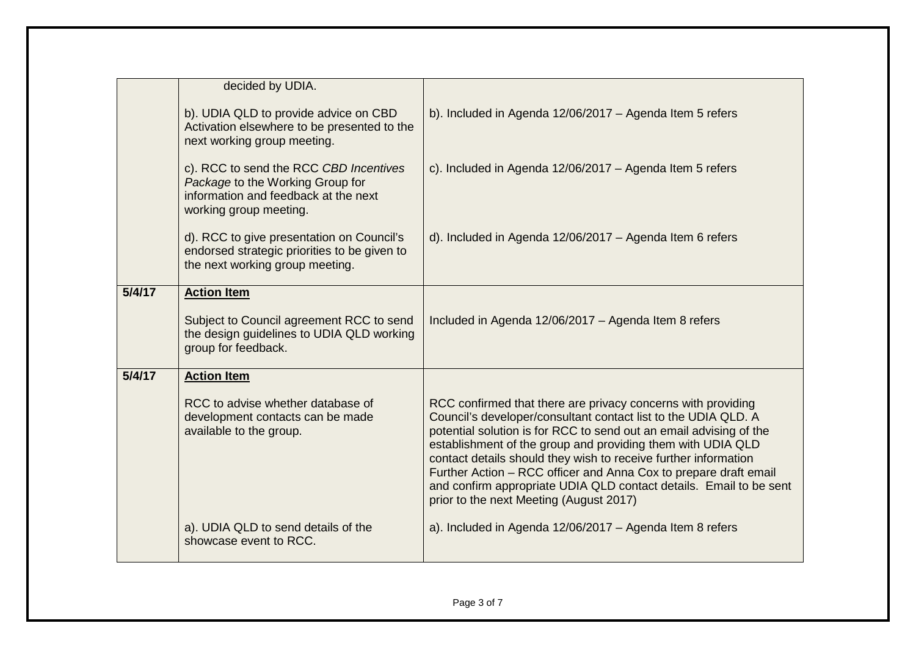| | | |
|---|---|---|
| | decided by UDIA.<br><br>b). UDIA QLD to provide advice on CBD Activation elsewhere to be presented to the next working group meeting.<br><br>c). RCC to send the RCC *CBD Incentives Package* to the Working Group for information and feedback at the next working group meeting.<br><br>d). RCC to give presentation on Council's endorsed strategic priorities to be given to the next working group meeting. | b). Included in Agenda 12/06/2017 – Agenda Item 5 refers<br><br>c). Included in Agenda 12/06/2017 – Agenda Item 5 refers<br><br>d). Included in Agenda 12/06/2017 – Agenda Item 6 refers |
| **5/4/17** | **Action Item**<br><br>Subject to Council agreement RCC to send the design guidelines to UDIA QLD working group for feedback. | Included in Agenda 12/06/2017 – Agenda Item 8 refers |
| **5/4/17** | **Action Item**<br><br>RCC to advise whether database of development contacts can be made available to the group.<br><br>a). UDIA QLD to send details of the showcase event to RCC. | RCC confirmed that there are privacy concerns with providing Council's developer/consultant contact list to the UDIA QLD. A potential solution is for RCC to send out an email advising of the establishment of the group and providing them with UDIA QLD contact details should they wish to receive further information Further Action – RCC officer and Anna Cox to prepare draft email and confirm appropriate UDIA QLD contact details. Email to be sent prior to the next Meeting (August 2017)<br><br>a). Included in Agenda 12/06/2017 – Agenda Item 8 refers |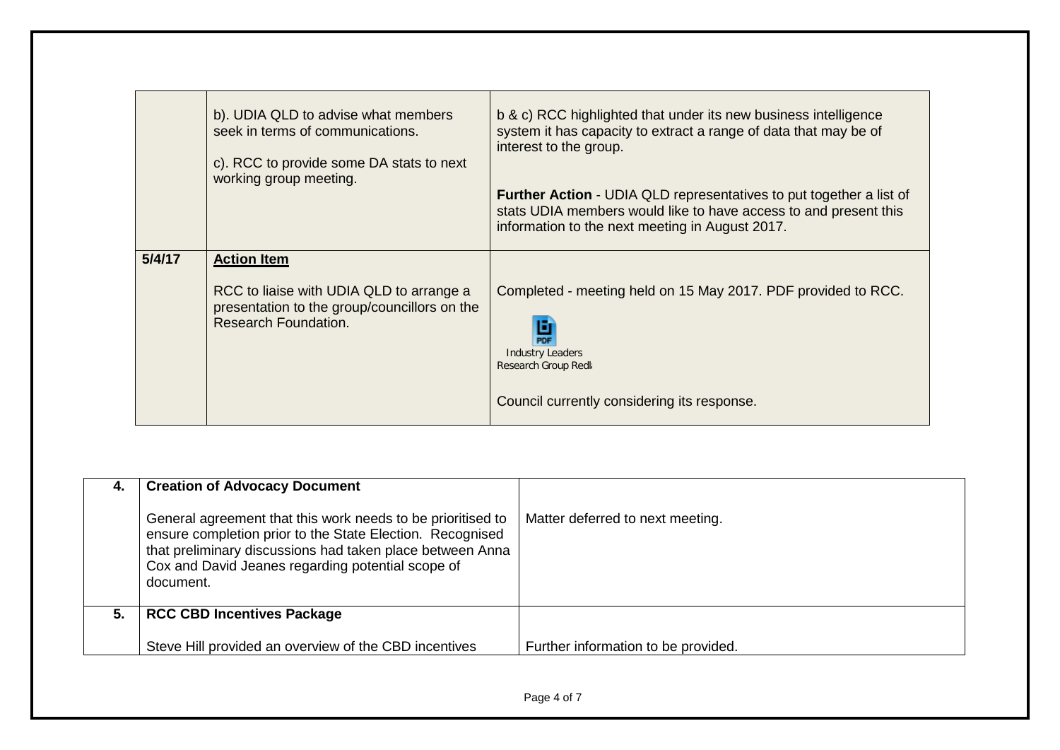| | | |
|---|---|---|
| | b). UDIA QLD to advise what members seek in terms of communications.<br><br>c). RCC to provide some DA stats to next working group meeting. | b & c) RCC highlighted that under its new business intelligence system it has capacity to extract a range of data that may be of interest to the group.<br><br>**Further Action** - UDIA QLD representatives to put together a list of stats UDIA members would like to have access to and present this information to the next meeting in August 2017. |
| **5/4/17** | **Action Item**<br><br>RCC to liaise with UDIA QLD to arrange a presentation to the group/councillors on the Research Foundation. | Completed - meeting held on 15 May 2017. PDF provided to RCC.<br><br>Industry Leaders Research Group Redl<br><br>Council currently considering its response. |

| | | |
|---|---|---|
| **4.** | **Creation of Advocacy Document**<br><br>General agreement that this work needs to be prioritised to ensure completion prior to the State Election. Recognised that preliminary discussions had taken place between Anna Cox and David Jeanes regarding potential scope of document. | Matter deferred to next meeting. |
| **5.** | **RCC CBD Incentives Package**<br><br>Steve Hill provided an overview of the CBD incentives | Further information to be provided. |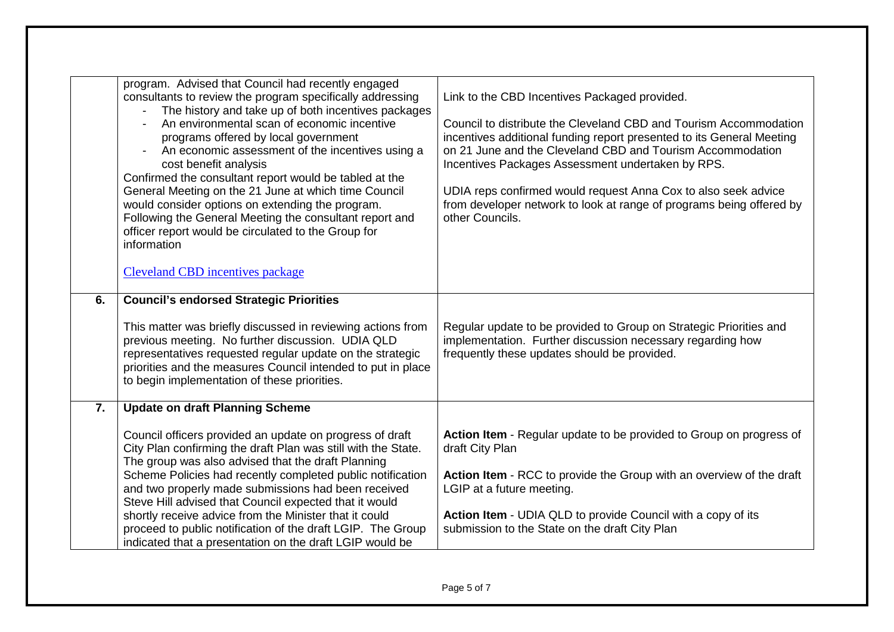|  |  |  |
|---|---|---|
|  | program. Advised that Council had recently engaged consultants to review the program specifically addressing<br>- The history and take up of both incentives packages<br>- An environmental scan of economic incentive programs offered by local government<br>- An economic assessment of the incentives using a cost benefit analysis<br><br>Confirmed the consultant report would be tabled at the General Meeting on the 21 June at which time Council would consider options on extending the program. Following the General Meeting the consultant report and officer report would be circulated to the Group for information<br><br>Cleveland CBD incentives package | Link to the CBD Incentives Packaged provided.<br><br>Council to distribute the Cleveland CBD and Tourism Accommodation incentives additional funding report presented to its General Meeting on 21 June and the Cleveland CBD and Tourism Accommodation Incentives Packages Assessment undertaken by RPS.<br><br>UDIA reps confirmed would request Anna Cox to also seek advice from developer network to look at range of programs being offered by other Councils. |
| **6.** | **Council's endorsed Strategic Priorities**<br><br>This matter was briefly discussed in reviewing actions from previous meeting. No further discussion. UDIA QLD representatives requested regular update on the strategic priorities and the measures Council intended to put in place to begin implementation of these priorities. | Regular update to be provided to Group on Strategic Priorities and implementation. Further discussion necessary regarding how frequently these updates should be provided. |
| **7.** | **Update on draft Planning Scheme**<br><br>Council officers provided an update on progress of draft City Plan confirming the draft Plan was still with the State. The group was also advised that the draft Planning Scheme Policies had recently completed public notification and two properly made submissions had been received Steve Hill advised that Council expected that it would shortly receive advice from the Minister that it could proceed to public notification of the draft LGIP. The Group indicated that a presentation on the draft LGIP would be | **Action Item** - Regular update to be provided to Group on progress of draft City Plan<br><br>**Action Item** - RCC to provide the Group with an overview of the draft LGIP at a future meeting.<br><br>**Action Item** - UDIA QLD to provide Council with a copy of its submission to the State on the draft City Plan |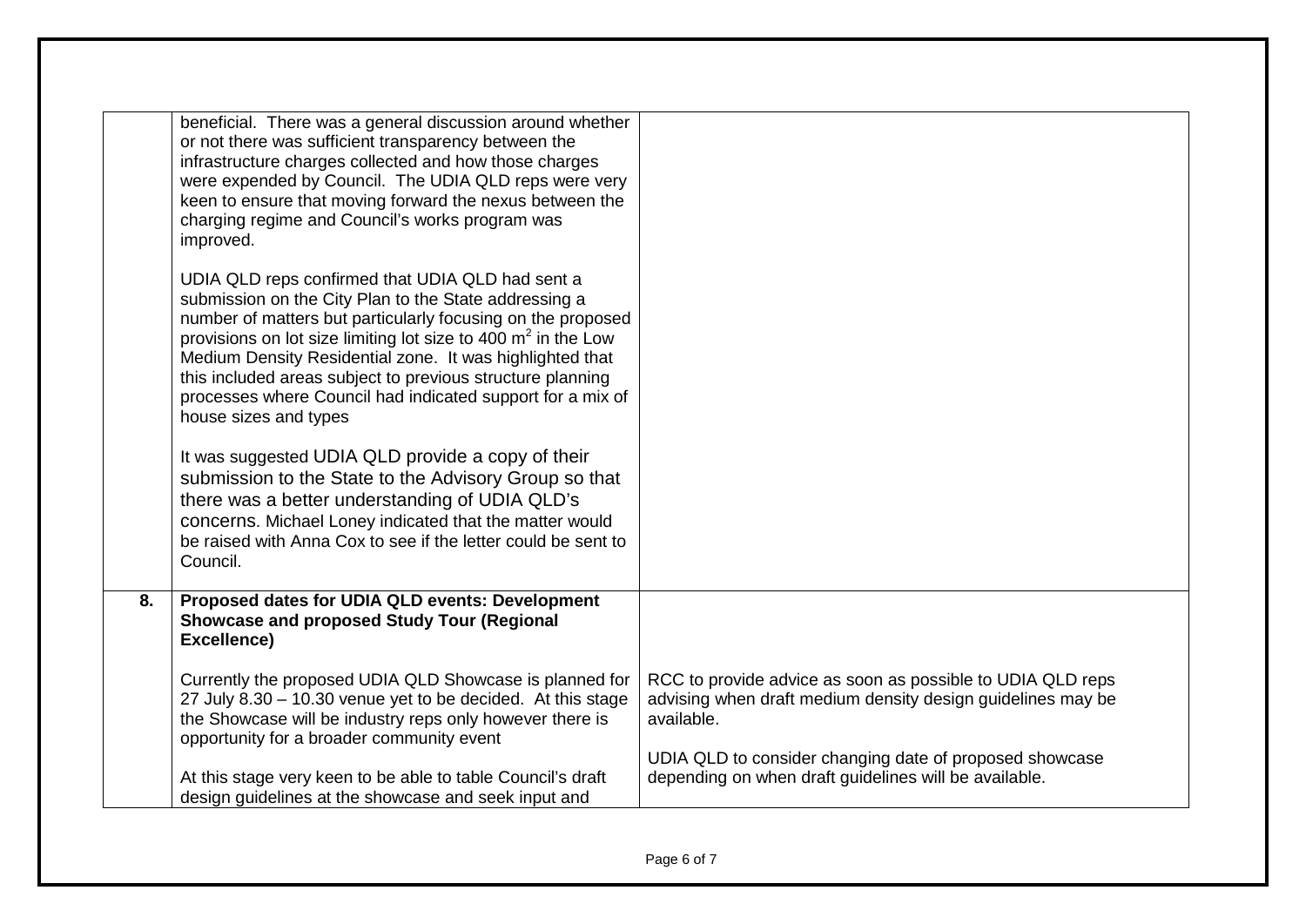| | | |
|---|---|---|
| | beneficial. There was a general discussion around whether or not there was sufficient transparency between the infrastructure charges collected and how those charges were expended by Council. The UDIA QLD reps were very keen to ensure that moving forward the nexus between the charging regime and Council's works program was improved.<br><br>UDIA QLD reps confirmed that UDIA QLD had sent a submission on the City Plan to the State addressing a number of matters but particularly focusing on the proposed provisions on lot size limiting lot size to 400 $m^2$ in the Low Medium Density Residential zone. It was highlighted that this included areas subject to previous structure planning processes where Council had indicated support for a mix of house sizes and types<br><br>It was suggested UDIA QLD provide a copy of their submission to the State to the Advisory Group so that there was a better understanding of UDIA QLD's concerns. Michael Loney indicated that the matter would be raised with Anna Cox to see if the letter could be sent to Council. | |
| **8.** | **Proposed dates for UDIA QLD events: Development Showcase and proposed Study Tour (Regional Excellence)**<br><br>Currently the proposed UDIA QLD Showcase is planned for 27 July 8.30 – 10.30 venue yet to be decided. At this stage the Showcase will be industry reps only however there is opportunity for a broader community event<br><br>At this stage very keen to be able to table Council's draft design guidelines at the showcase and seek input and | RCC to provide advice as soon as possible to UDIA QLD reps advising when draft medium density design guidelines may be available.<br><br>UDIA QLD to consider changing date of proposed showcase depending on when draft guidelines will be available. |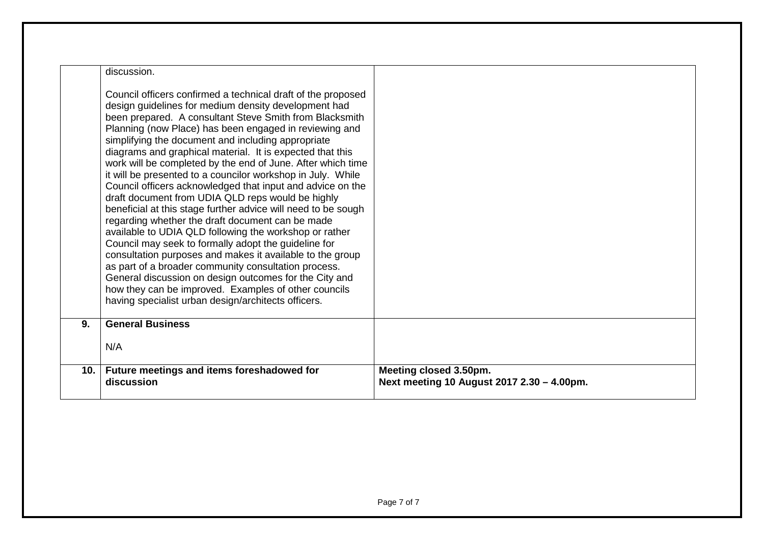| | | |
|---|---|---|
| | discussion.<br><br>Council officers confirmed a technical draft of the proposed design guidelines for medium density development had been prepared. A consultant Steve Smith from Blacksmith Planning (now Place) has been engaged in reviewing and simplifying the document and including appropriate diagrams and graphical material. It is expected that this work will be completed by the end of June. After which time it will be presented to a councilor workshop in July. While Council officers acknowledged that input and advice on the draft document from UDIA QLD reps would be highly beneficial at this stage further advice will need to be sough regarding whether the draft document can be made available to UDIA QLD following the workshop or rather Council may seek to formally adopt the guideline for consultation purposes and makes it available to the group as part of a broader community consultation process. General discussion on design outcomes for the City and how they can be improved. Examples of other councils having specialist urban design/architects officers. | |
| **9.** | **General Business**<br><br>N/A | |
| **10.** | **Future meetings and items foreshadowed for discussion** | **Meeting closed 3.50pm.**<br>**Next meeting 10 August 2017 2.30 – 4.00pm.** |